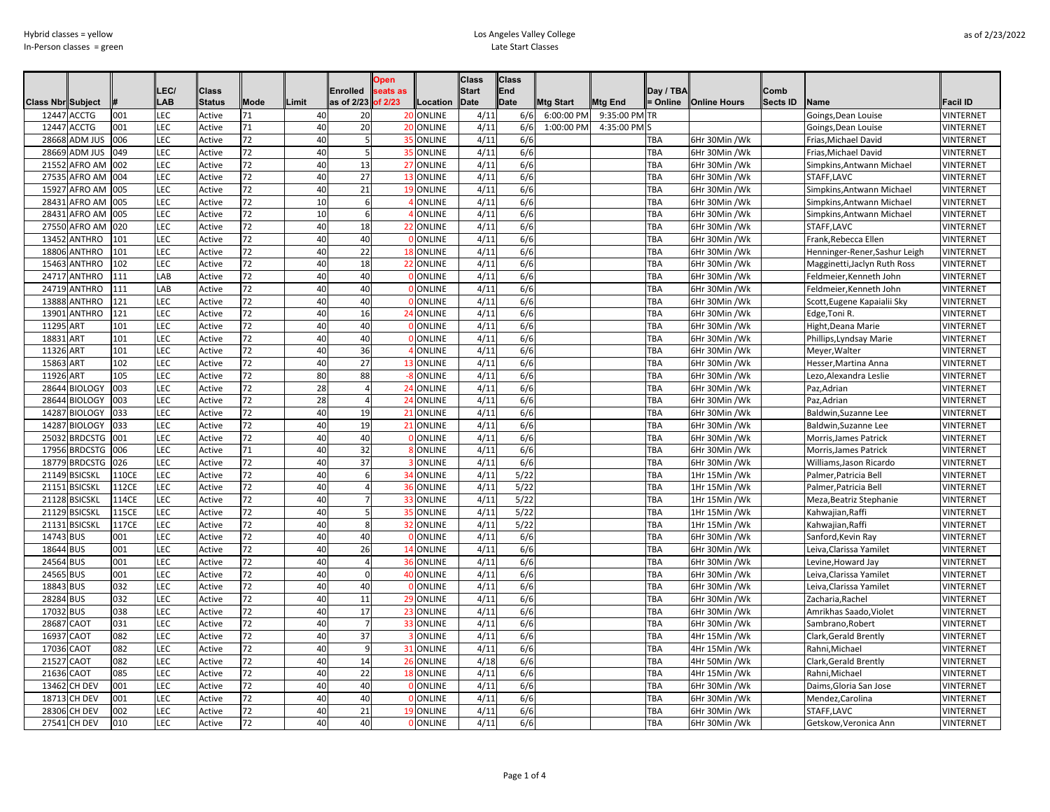Hybrid classes = yellow
In-Person classes = green

Los Angeles Valley College
Late Start Classes

as of 2/23/2022

| Class Nbr | Subject | # | LEC/ LAB | Class Status | Mode | Limit | Enrolled as of 2/23 | Open seats as of 2/23 | Location | Class Start Date | Class End Date | Mtg Start | Mtg End | Day / TBA = Online | Online Hours | Comb Sects ID | Name | Facil ID |
|---|---|---|---|---|---|---|---|---|---|---|---|---|---|---|---|---|---|---|
| 12447 | ACCTG | 001 | LEC | Active | 71 | 40 | 20 | 20 | ONLINE | 4/11 | 6/6 | 6:00:00 PM | 9:35:00 PM | TR | | | Goings,Dean Louise | VINTERNET |
| 12447 | ACCTG | 001 | LEC | Active | 71 | 40 | 20 | 20 | ONLINE | 4/11 | 6/6 | 1:00:00 PM | 4:35:00 PM | S | | | Goings,Dean Louise | VINTERNET |
| 28668 | ADM JUS | 006 | LEC | Active | 72 | 40 | 5 | 35 | ONLINE | 4/11 | 6/6 | | | TBA | 6Hr 30Min /Wk | | Frias,Michael David | VINTERNET |
| 28669 | ADM JUS | 049 | LEC | Active | 72 | 40 | 5 | 35 | ONLINE | 4/11 | 6/6 | | | TBA | 6Hr 30Min /Wk | | Frias,Michael David | VINTERNET |
| 21552 | AFRO AM | 002 | LEC | Active | 72 | 40 | 13 | 27 | ONLINE | 4/11 | 6/6 | | | TBA | 6Hr 30Min /Wk | | Simpkins,Antwann Michael | VINTERNET |
| 27535 | AFRO AM | 004 | LEC | Active | 72 | 40 | 27 | 13 | ONLINE | 4/11 | 6/6 | | | TBA | 6Hr 30Min /Wk | | STAFF,LAVC | VINTERNET |
| 15927 | AFRO AM | 005 | LEC | Active | 72 | 40 | 21 | 19 | ONLINE | 4/11 | 6/6 | | | TBA | 6Hr 30Min /Wk | | Simpkins,Antwann Michael | VINTERNET |
| 28431 | AFRO AM | 005 | LEC | Active | 72 | 10 | 6 | 4 | ONLINE | 4/11 | 6/6 | | | TBA | 6Hr 30Min /Wk | | Simpkins,Antwann Michael | VINTERNET |
| 28431 | AFRO AM | 005 | LEC | Active | 72 | 10 | 6 | 4 | ONLINE | 4/11 | 6/6 | | | TBA | 6Hr 30Min /Wk | | Simpkins,Antwann Michael | VINTERNET |
| 27550 | AFRO AM | 020 | LEC | Active | 72 | 40 | 18 | 22 | ONLINE | 4/11 | 6/6 | | | TBA | 6Hr 30Min /Wk | | STAFF,LAVC | VINTERNET |
| 13452 | ANTHRO | 101 | LEC | Active | 72 | 40 | 40 | 0 | ONLINE | 4/11 | 6/6 | | | TBA | 6Hr 30Min /Wk | | Frank,Rebecca Ellen | VINTERNET |
| 18806 | ANTHRO | 101 | LEC | Active | 72 | 40 | 22 | 18 | ONLINE | 4/11 | 6/6 | | | TBA | 6Hr 30Min /Wk | | Henninger-Rener,Sashur Leigh | VINTERNET |
| 15463 | ANTHRO | 102 | LEC | Active | 72 | 40 | 18 | 22 | ONLINE | 4/11 | 6/6 | | | TBA | 6Hr 30Min /Wk | | Magginetti,Jaclyn Ruth Ross | VINTERNET |
| 24717 | ANTHRO | 111 | LAB | Active | 72 | 40 | 40 | 0 | ONLINE | 4/11 | 6/6 | | | TBA | 6Hr 30Min /Wk | | Feldmeier,Kenneth John | VINTERNET |
| 24719 | ANTHRO | 111 | LAB | Active | 72 | 40 | 40 | 0 | ONLINE | 4/11 | 6/6 | | | TBA | 6Hr 30Min /Wk | | Feldmeier,Kenneth John | VINTERNET |
| 13888 | ANTHRO | 121 | LEC | Active | 72 | 40 | 40 | 0 | ONLINE | 4/11 | 6/6 | | | TBA | 6Hr 30Min /Wk | | Scott,Eugene Kapaialii Sky | VINTERNET |
| 13901 | ANTHRO | 121 | LEC | Active | 72 | 40 | 16 | 24 | ONLINE | 4/11 | 6/6 | | | TBA | 6Hr 30Min /Wk | | Edge,Toni R. | VINTERNET |
| 11295 | ART | 101 | LEC | Active | 72 | 40 | 40 | 0 | ONLINE | 4/11 | 6/6 | | | TBA | 6Hr 30Min /Wk | | Hight,Deana Marie | VINTERNET |
| 18831 | ART | 101 | LEC | Active | 72 | 40 | 40 | 0 | ONLINE | 4/11 | 6/6 | | | TBA | 6Hr 30Min /Wk | | Phillips,Lyndsay Marie | VINTERNET |
| 11326 | ART | 101 | LEC | Active | 72 | 40 | 36 | 4 | ONLINE | 4/11 | 6/6 | | | TBA | 6Hr 30Min /Wk | | Meyer,Walter | VINTERNET |
| 15863 | ART | 102 | LEC | Active | 72 | 40 | 27 | 13 | ONLINE | 4/11 | 6/6 | | | TBA | 6Hr 30Min /Wk | | Hesser,Martina Anna | VINTERNET |
| 11926 | ART | 105 | LEC | Active | 72 | 80 | 88 | -8 | ONLINE | 4/11 | 6/6 | | | TBA | 6Hr 30Min /Wk | | Lezo,Alexandra Leslie | VINTERNET |
| 28644 | BIOLOGY | 003 | LEC | Active | 72 | 28 | 4 | 24 | ONLINE | 4/11 | 6/6 | | | TBA | 6Hr 30Min /Wk | | Paz,Adrian | VINTERNET |
| 28644 | BIOLOGY | 003 | LEC | Active | 72 | 28 | 4 | 24 | ONLINE | 4/11 | 6/6 | | | TBA | 6Hr 30Min /Wk | | Paz,Adrian | VINTERNET |
| 14287 | BIOLOGY | 033 | LEC | Active | 72 | 40 | 19 | 21 | ONLINE | 4/11 | 6/6 | | | TBA | 6Hr 30Min /Wk | | Baldwin,Suzanne Lee | VINTERNET |
| 14287 | BIOLOGY | 033 | LEC | Active | 72 | 40 | 19 | 21 | ONLINE | 4/11 | 6/6 | | | TBA | 6Hr 30Min /Wk | | Baldwin,Suzanne Lee | VINTERNET |
| 25032 | BRDCSTG | 001 | LEC | Active | 72 | 40 | 40 | 0 | ONLINE | 4/11 | 6/6 | | | TBA | 6Hr 30Min /Wk | | Morris,James Patrick | VINTERNET |
| 17956 | BRDCSTG | 006 | LEC | Active | 71 | 40 | 32 | 8 | ONLINE | 4/11 | 6/6 | | | TBA | 6Hr 30Min /Wk | | Morris,James Patrick | VINTERNET |
| 18779 | BRDCSTG | 026 | LEC | Active | 72 | 40 | 37 | 3 | ONLINE | 4/11 | 6/6 | | | TBA | 6Hr 30Min /Wk | | Williams,Jason Ricardo | VINTERNET |
| 21149 | BSICSKL | 110CE | LEC | Active | 72 | 40 | 6 | 34 | ONLINE | 4/11 | 5/22 | | | TBA | 1Hr 15Min /Wk | | Palmer,Patricia Bell | VINTERNET |
| 21151 | BSICSKL | 112CE | LEC | Active | 72 | 40 | 4 | 36 | ONLINE | 4/11 | 5/22 | | | TBA | 1Hr 15Min /Wk | | Palmer,Patricia Bell | VINTERNET |
| 21128 | BSICSKL | 114CE | LEC | Active | 72 | 40 | 7 | 33 | ONLINE | 4/11 | 5/22 | | | TBA | 1Hr 15Min /Wk | | Meza,Beatriz Stephanie | VINTERNET |
| 21129 | BSICSKL | 115CE | LEC | Active | 72 | 40 | 5 | 35 | ONLINE | 4/11 | 5/22 | | | TBA | 1Hr 15Min /Wk | | Kahwajian,Raffi | VINTERNET |
| 21131 | BSICSKL | 117CE | LEC | Active | 72 | 40 | 8 | 32 | ONLINE | 4/11 | 5/22 | | | TBA | 1Hr 15Min /Wk | | Kahwajian,Raffi | VINTERNET |
| 14743 | BUS | 001 | LEC | Active | 72 | 40 | 40 | 0 | ONLINE | 4/11 | 6/6 | | | TBA | 6Hr 30Min /Wk | | Sanford,Kevin Ray | VINTERNET |
| 18644 | BUS | 001 | LEC | Active | 72 | 40 | 26 | 14 | ONLINE | 4/11 | 6/6 | | | TBA | 6Hr 30Min /Wk | | Leiva,Clarissa Yamilet | VINTERNET |
| 24564 | BUS | 001 | LEC | Active | 72 | 40 | 4 | 36 | ONLINE | 4/11 | 6/6 | | | TBA | 6Hr 30Min /Wk | | Levine,Howard Jay | VINTERNET |
| 24565 | BUS | 001 | LEC | Active | 72 | 40 | 0 | 40 | ONLINE | 4/11 | 6/6 | | | TBA | 6Hr 30Min /Wk | | Leiva,Clarissa Yamilet | VINTERNET |
| 18843 | BUS | 032 | LEC | Active | 72 | 40 | 40 | 0 | ONLINE | 4/11 | 6/6 | | | TBA | 6Hr 30Min /Wk | | Leiva,Clarissa Yamilet | VINTERNET |
| 28284 | BUS | 032 | LEC | Active | 72 | 40 | 11 | 29 | ONLINE | 4/11 | 6/6 | | | TBA | 6Hr 30Min /Wk | | Zacharia,Rachel | VINTERNET |
| 17032 | BUS | 038 | LEC | Active | 72 | 40 | 17 | 23 | ONLINE | 4/11 | 6/6 | | | TBA | 6Hr 30Min /Wk | | Amrikhas Saado,Violet | VINTERNET |
| 28687 | CAOT | 031 | LEC | Active | 72 | 40 | 7 | 33 | ONLINE | 4/11 | 6/6 | | | TBA | 6Hr 30Min /Wk | | Sambrano,Robert | VINTERNET |
| 16937 | CAOT | 082 | LEC | Active | 72 | 40 | 37 | 3 | ONLINE | 4/11 | 6/6 | | | TBA | 4Hr 15Min /Wk | | Clark,Gerald Brently | VINTERNET |
| 17036 | CAOT | 082 | LEC | Active | 72 | 40 | 9 | 31 | ONLINE | 4/11 | 6/6 | | | TBA | 4Hr 15Min /Wk | | Rahni,Michael | VINTERNET |
| 21527 | CAOT | 082 | LEC | Active | 72 | 40 | 14 | 26 | ONLINE | 4/18 | 6/6 | | | TBA | 4Hr 50Min /Wk | | Clark,Gerald Brently | VINTERNET |
| 21636 | CAOT | 085 | LEC | Active | 72 | 40 | 22 | 18 | ONLINE | 4/11 | 6/6 | | | TBA | 4Hr 15Min /Wk | | Rahni,Michael | VINTERNET |
| 13462 | CH DEV | 001 | LEC | Active | 72 | 40 | 40 | 0 | ONLINE | 4/11 | 6/6 | | | TBA | 6Hr 30Min /Wk | | Daims,Gloria San Jose | VINTERNET |
| 18713 | CH DEV | 001 | LEC | Active | 72 | 40 | 40 | 0 | ONLINE | 4/11 | 6/6 | | | TBA | 6Hr 30Min /Wk | | Mendez,Carolina | VINTERNET |
| 28306 | CH DEV | 002 | LEC | Active | 72 | 40 | 21 | 19 | ONLINE | 4/11 | 6/6 | | | TBA | 6Hr 30Min /Wk | | STAFF,LAVC | VINTERNET |
| 27541 | CH DEV | 010 | LEC | Active | 72 | 40 | 40 | 0 | ONLINE | 4/11 | 6/6 | | | TBA | 6Hr 30Min /Wk | | Getskow,Veronica Ann | VINTERNET |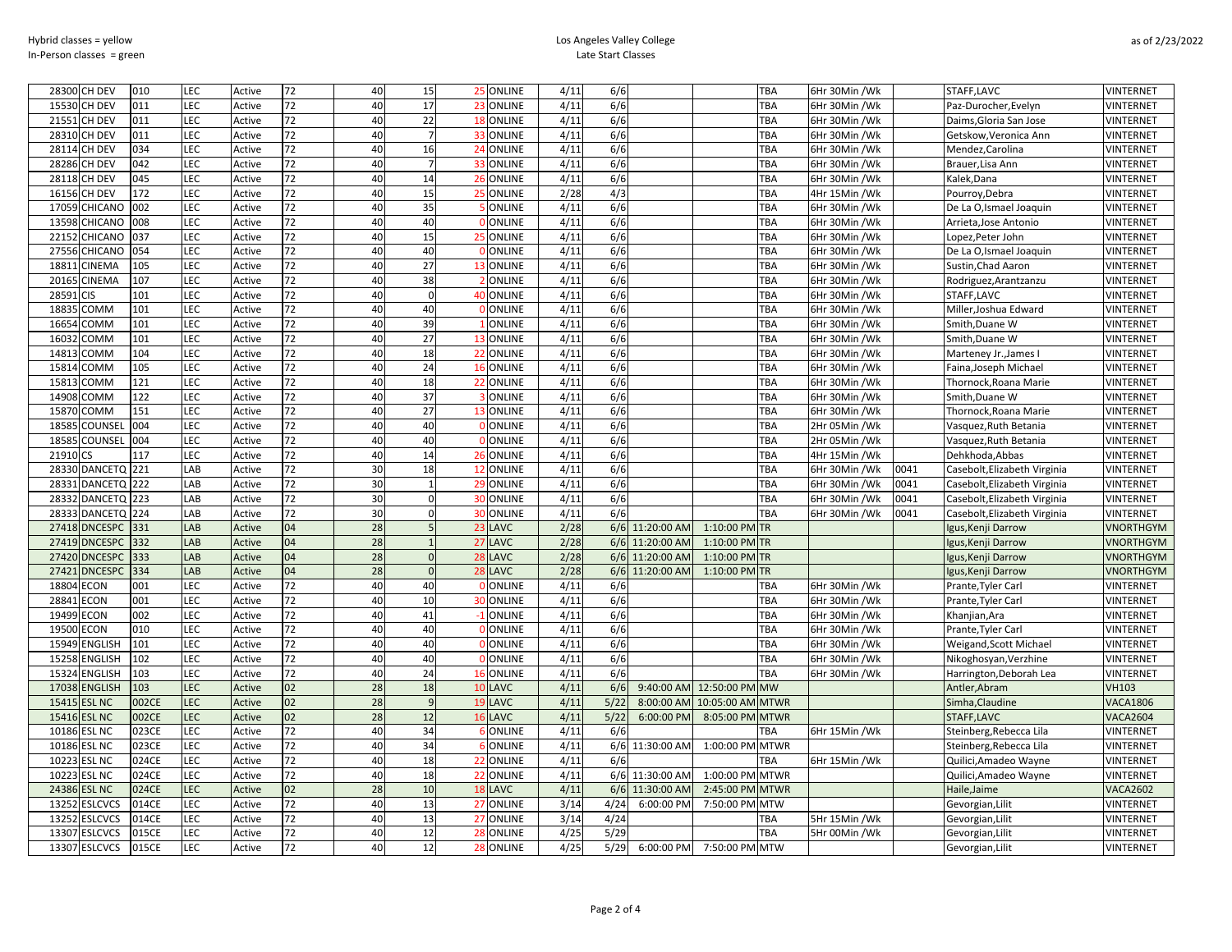Hybrid classes = yellow
In-Person classes = green

Los Angeles Valley College
Late Start Classes

as of 2/23/2022

| | | | | | | | | | | | | | | | | | | |
|---|---|---|---|---|---|---|---|---|---|---|---|---|---|---|---|---|---|---|
| 28300 | CH DEV | 010 | LEC | Active | 72 | 40 | 15 | 25 | ONLINE | 4/11 | 6/6 | | | TBA | 6Hr 30Min /Wk | | STAFF,LAVC | VINTERNET |
| 15530 | CH DEV | 011 | LEC | Active | 72 | 40 | 17 | 23 | ONLINE | 4/11 | 6/6 | | | TBA | 6Hr 30Min /Wk | | Paz-Durocher,Evelyn | VINTERNET |
| 21551 | CH DEV | 011 | LEC | Active | 72 | 40 | 22 | 18 | ONLINE | 4/11 | 6/6 | | | TBA | 6Hr 30Min /Wk | | Daims,Gloria San Jose | VINTERNET |
| 28310 | CH DEV | 011 | LEC | Active | 72 | 40 | 7 | 33 | ONLINE | 4/11 | 6/6 | | | TBA | 6Hr 30Min /Wk | | Getskow,Veronica Ann | VINTERNET |
| 28114 | CH DEV | 034 | LEC | Active | 72 | 40 | 16 | 24 | ONLINE | 4/11 | 6/6 | | | TBA | 6Hr 30Min /Wk | | Mendez,Carolina | VINTERNET |
| 28286 | CH DEV | 042 | LEC | Active | 72 | 40 | 7 | 33 | ONLINE | 4/11 | 6/6 | | | TBA | 6Hr 30Min /Wk | | Brauer,Lisa Ann | VINTERNET |
| 28118 | CH DEV | 045 | LEC | Active | 72 | 40 | 14 | 26 | ONLINE | 4/11 | 6/6 | | | TBA | 6Hr 30Min /Wk | | Kalek,Dana | VINTERNET |
| 16156 | CH DEV | 172 | LEC | Active | 72 | 40 | 15 | 25 | ONLINE | 2/28 | 4/3 | | | TBA | 4Hr 15Min /Wk | | Pourroy,Debra | VINTERNET |
| 17059 | CHICANO | 002 | LEC | Active | 72 | 40 | 35 | 5 | ONLINE | 4/11 | 6/6 | | | TBA | 6Hr 30Min /Wk | | De La O,Ismael Joaquin | VINTERNET |
| 13598 | CHICANO | 008 | LEC | Active | 72 | 40 | 40 | 0 | ONLINE | 4/11 | 6/6 | | | TBA | 6Hr 30Min /Wk | | Arrieta,Jose Antonio | VINTERNET |
| 22152 | CHICANO | 037 | LEC | Active | 72 | 40 | 15 | 25 | ONLINE | 4/11 | 6/6 | | | TBA | 6Hr 30Min /Wk | | Lopez,Peter John | VINTERNET |
| 27556 | CHICANO | 054 | LEC | Active | 72 | 40 | 40 | 0 | ONLINE | 4/11 | 6/6 | | | TBA | 6Hr 30Min /Wk | | De La O,Ismael Joaquin | VINTERNET |
| 18811 | CINEMA | 105 | LEC | Active | 72 | 40 | 27 | 13 | ONLINE | 4/11 | 6/6 | | | TBA | 6Hr 30Min /Wk | | Sustin,Chad Aaron | VINTERNET |
| 20165 | CINEMA | 107 | LEC | Active | 72 | 40 | 38 | 2 | ONLINE | 4/11 | 6/6 | | | TBA | 6Hr 30Min /Wk | | Rodriguez,Arantzanzu | VINTERNET |
| 28591 | CIS | 101 | LEC | Active | 72 | 40 | 0 | 40 | ONLINE | 4/11 | 6/6 | | | TBA | 6Hr 30Min /Wk | | STAFF,LAVC | VINTERNET |
| 18835 | COMM | 101 | LEC | Active | 72 | 40 | 40 | 0 | ONLINE | 4/11 | 6/6 | | | TBA | 6Hr 30Min /Wk | | Miller,Joshua Edward | VINTERNET |
| 16654 | COMM | 101 | LEC | Active | 72 | 40 | 39 | 1 | ONLINE | 4/11 | 6/6 | | | TBA | 6Hr 30Min /Wk | | Smith,Duane W | VINTERNET |
| 16032 | COMM | 101 | LEC | Active | 72 | 40 | 27 | 13 | ONLINE | 4/11 | 6/6 | | | TBA | 6Hr 30Min /Wk | | Smith,Duane W | VINTERNET |
| 14813 | COMM | 104 | LEC | Active | 72 | 40 | 18 | 22 | ONLINE | 4/11 | 6/6 | | | TBA | 6Hr 30Min /Wk | | Marteney Jr.,James I | VINTERNET |
| 15814 | COMM | 105 | LEC | Active | 72 | 40 | 24 | 16 | ONLINE | 4/11 | 6/6 | | | TBA | 6Hr 30Min /Wk | | Faina,Joseph Michael | VINTERNET |
| 15813 | COMM | 121 | LEC | Active | 72 | 40 | 18 | 22 | ONLINE | 4/11 | 6/6 | | | TBA | 6Hr 30Min /Wk | | Thornock,Roana Marie | VINTERNET |
| 14908 | COMM | 122 | LEC | Active | 72 | 40 | 37 | 3 | ONLINE | 4/11 | 6/6 | | | TBA | 6Hr 30Min /Wk | | Smith,Duane W | VINTERNET |
| 15870 | COMM | 151 | LEC | Active | 72 | 40 | 27 | 13 | ONLINE | 4/11 | 6/6 | | | TBA | 6Hr 30Min /Wk | | Thornock,Roana Marie | VINTERNET |
| 18585 | COUNSEL | 004 | LEC | Active | 72 | 40 | 40 | 0 | ONLINE | 4/11 | 6/6 | | | TBA | 2Hr 05Min /Wk | | Vasquez,Ruth Betania | VINTERNET |
| 18585 | COUNSEL | 004 | LEC | Active | 72 | 40 | 40 | 0 | ONLINE | 4/11 | 6/6 | | | TBA | 2Hr 05Min /Wk | | Vasquez,Ruth Betania | VINTERNET |
| 21910 | CS | 117 | LEC | Active | 72 | 40 | 14 | 26 | ONLINE | 4/11 | 6/6 | | | TBA | 4Hr 15Min /Wk | | Dehkhoda,Abbas | VINTERNET |
| 28330 | DANCETQ | 221 | LAB | Active | 72 | 30 | 18 | 12 | ONLINE | 4/11 | 6/6 | | | TBA | 6Hr 30Min /Wk | 0041 | Casebolt,Elizabeth Virginia | VINTERNET |
| 28331 | DANCETQ | 222 | LAB | Active | 72 | 30 | 1 | 29 | ONLINE | 4/11 | 6/6 | | | TBA | 6Hr 30Min /Wk | 0041 | Casebolt,Elizabeth Virginia | VINTERNET |
| 28332 | DANCETQ | 223 | LAB | Active | 72 | 30 | 0 | 30 | ONLINE | 4/11 | 6/6 | | | TBA | 6Hr 30Min /Wk | 0041 | Casebolt,Elizabeth Virginia | VINTERNET |
| 28333 | DANCETQ | 224 | LAB | Active | 72 | 30 | 0 | 30 | ONLINE | 4/11 | 6/6 | | | TBA | 6Hr 30Min /Wk | 0041 | Casebolt,Elizabeth Virginia | VINTERNET |
| 27418 | DNCESPC | 331 | LAB | Active | 04 | 28 | 5 | 23 | LAVC | 2/28 | 6/6 | 11:20:00 AM | 1:10:00 PM | TR | | | Igus,Kenji Darrow | VNORTHGYM |
| 27419 | DNCESPC | 332 | LAB | Active | 04 | 28 | 1 | 27 | LAVC | 2/28 | 6/6 | 11:20:00 AM | 1:10:00 PM | TR | | | Igus,Kenji Darrow | VNORTHGYM |
| 27420 | DNCESPC | 333 | LAB | Active | 04 | 28 | 0 | 28 | LAVC | 2/28 | 6/6 | 11:20:00 AM | 1:10:00 PM | TR | | | Igus,Kenji Darrow | VNORTHGYM |
| 27421 | DNCESPC | 334 | LAB | Active | 04 | 28 | 0 | 28 | LAVC | 2/28 | 6/6 | 11:20:00 AM | 1:10:00 PM | TR | | | Igus,Kenji Darrow | VNORTHGYM |
| 18804 | ECON | 001 | LEC | Active | 72 | 40 | 40 | 0 | ONLINE | 4/11 | 6/6 | | | TBA | 6Hr 30Min /Wk | | Prante,Tyler Carl | VINTERNET |
| 28841 | ECON | 001 | LEC | Active | 72 | 40 | 10 | 30 | ONLINE | 4/11 | 6/6 | | | TBA | 6Hr 30Min /Wk | | Prante,Tyler Carl | VINTERNET |
| 19499 | ECON | 002 | LEC | Active | 72 | 40 | 41 | -1 | ONLINE | 4/11 | 6/6 | | | TBA | 6Hr 30Min /Wk | | Khanjian,Ara | VINTERNET |
| 19500 | ECON | 010 | LEC | Active | 72 | 40 | 40 | 0 | ONLINE | 4/11 | 6/6 | | | TBA | 6Hr 30Min /Wk | | Prante,Tyler Carl | VINTERNET |
| 15949 | ENGLISH | 101 | LEC | Active | 72 | 40 | 40 | 0 | ONLINE | 4/11 | 6/6 | | | TBA | 6Hr 30Min /Wk | | Weigand,Scott Michael | VINTERNET |
| 15258 | ENGLISH | 102 | LEC | Active | 72 | 40 | 40 | 0 | ONLINE | 4/11 | 6/6 | | | TBA | 6Hr 30Min /Wk | | Nikoghosyan,Verzhine | VINTERNET |
| 15324 | ENGLISH | 103 | LEC | Active | 72 | 40 | 24 | 16 | ONLINE | 4/11 | 6/6 | | | TBA | 6Hr 30Min /Wk | | Harrington,Deborah Lea | VINTERNET |
| 17038 | ENGLISH | 103 | LEC | Active | 02 | 28 | 18 | 10 | LAVC | 4/11 | 6/6 | 9:40:00 AM | 12:50:00 PM | MW | | | Antler,Abram | VH103 |
| 15415 | ESL NC | 002CE | LEC | Active | 02 | 28 | 9 | 19 | LAVC | 4/11 | 5/22 | 8:00:00 AM | 10:05:00 AM | MTWR | | | Simha,Claudine | VACA1806 |
| 15416 | ESL NC | 002CE | LEC | Active | 02 | 28 | 12 | 16 | LAVC | 4/11 | 5/22 | 6:00:00 PM | 8:05:00 PM | MTWR | | | STAFF,LAVC | VACA2604 |
| 10186 | ESL NC | 023CE | LEC | Active | 72 | 40 | 34 | 6 | ONLINE | 4/11 | 6/6 | | | TBA | 6Hr 15Min /Wk | | Steinberg,Rebecca Lila | VINTERNET |
| 10186 | ESL NC | 023CE | LEC | Active | 72 | 40 | 34 | 6 | ONLINE | 4/11 | 6/6 | 11:30:00 AM | 1:00:00 PM | MTWR | | | Steinberg,Rebecca Lila | VINTERNET |
| 10223 | ESL NC | 024CE | LEC | Active | 72 | 40 | 18 | 22 | ONLINE | 4/11 | 6/6 | | | TBA | 6Hr 15Min /Wk | | Quilici,Amadeo Wayne | VINTERNET |
| 10223 | ESL NC | 024CE | LEC | Active | 72 | 40 | 18 | 22 | ONLINE | 4/11 | 6/6 | 11:30:00 AM | 1:00:00 PM | MTWR | | | Quilici,Amadeo Wayne | VINTERNET |
| 24386 | ESL NC | 024CE | LEC | Active | 02 | 28 | 10 | 18 | LAVC | 4/11 | 6/6 | 11:30:00 AM | 2:45:00 PM | MTWR | | | Haile,Jaime | VACA2602 |
| 13252 | ESLCVCS | 014CE | LEC | Active | 72 | 40 | 13 | 27 | ONLINE | 3/14 | 4/24 | 6:00:00 PM | 7:50:00 PM | MTW | | | Gevorgian,Lilit | VINTERNET |
| 13252 | ESLCVCS | 014CE | LEC | Active | 72 | 40 | 13 | 27 | ONLINE | 3/14 | 4/24 | | | TBA | 5Hr 15Min /Wk | | Gevorgian,Lilit | VINTERNET |
| 13307 | ESLCVCS | 015CE | LEC | Active | 72 | 40 | 12 | 28 | ONLINE | 4/25 | 5/29 | | | TBA | 5Hr 00Min /Wk | | Gevorgian,Lilit | VINTERNET |
| 13307 | ESLCVCS | 015CE | LEC | Active | 72 | 40 | 12 | 28 | ONLINE | 4/25 | 5/29 | 6:00:00 PM | 7:50:00 PM | MTW | | | Gevorgian,Lilit | VINTERNET |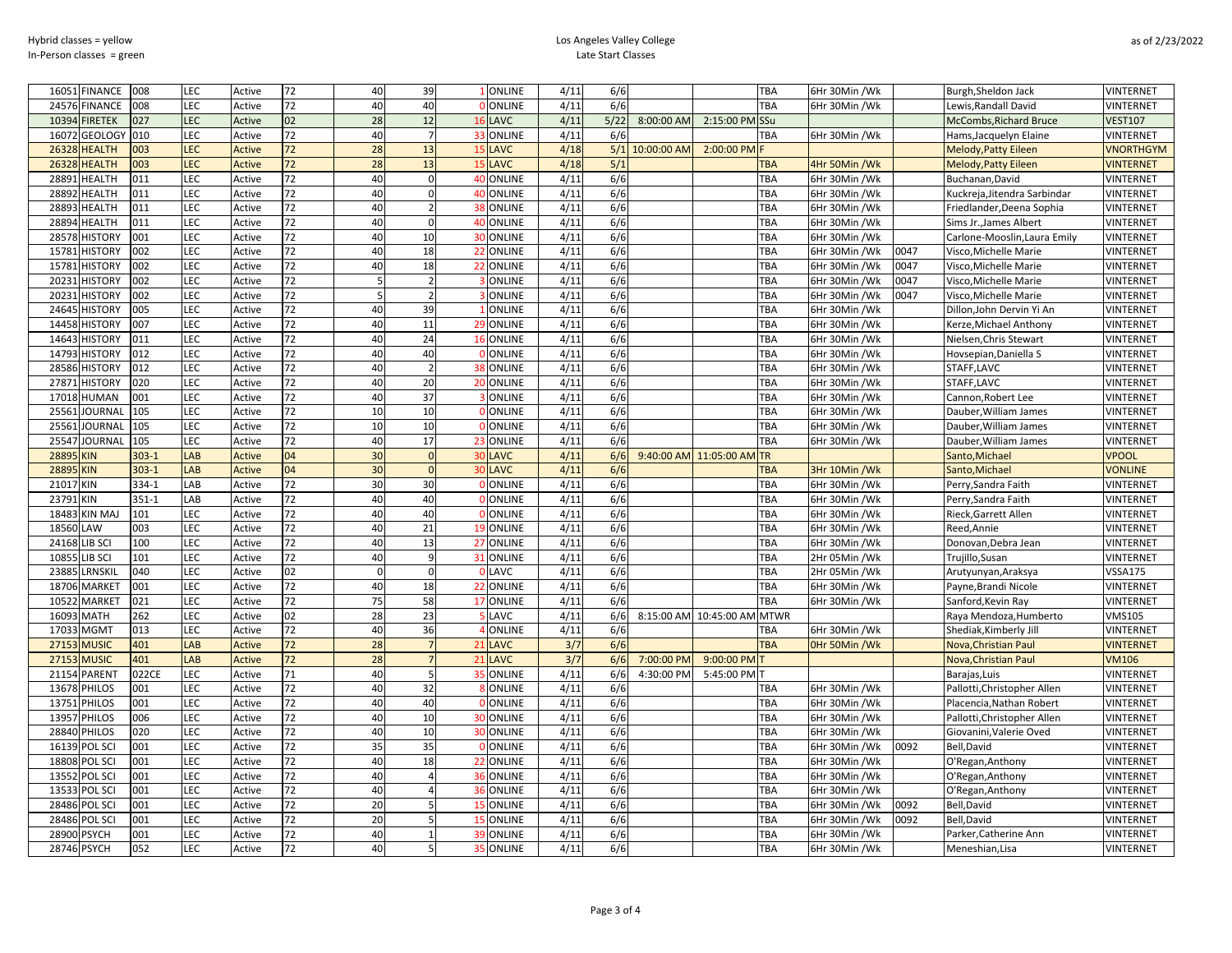Hybrid classes = yellow
In-Person classes = green

Los Angeles Valley College
Late Start Classes

as of 2/23/2022

| | | | | | | | | | | | | | | | | | | |
|---|---|---|---|---|---|---|---|---|---|---|---|---|---|---|---|---|---|---|
| 16051 | FINANCE | 008 | LEC | Active | 72 | 40 | 39 | 1 | ONLINE | 4/11 | 6/6 | | | TBA | 6Hr 30Min /Wk | | Burgh,Sheldon Jack | VINTERNET |
| 24576 | FINANCE | 008 | LEC | Active | 72 | 40 | 40 | 0 | ONLINE | 4/11 | 6/6 | | | TBA | 6Hr 30Min /Wk | | Lewis,Randall David | VINTERNET |
| 10394 | FIRETEK | 027 | LEC | Active | 02 | 28 | 12 | 16 | LAVC | 4/11 | 5/22 | 8:00:00 AM | 2:15:00 PM | SSu | | | McCombs,Richard Bruce | VEST107 |
| 16072 | GEOLOGY | 010 | LEC | Active | 72 | 40 | 7 | 33 | ONLINE | 4/11 | 6/6 | | | TBA | 6Hr 30Min /Wk | | Hams,Jacquelyn Elaine | VINTERNET |
| 26328 | HEALTH | 003 | LEC | Active | 72 | 28 | 13 | 15 | LAVC | 4/18 | 5/1 | 10:00:00 AM | 2:00:00 PM | F | | | Melody,Patty Eileen | VNORTHGYM |
| 26328 | HEALTH | 003 | LEC | Active | 72 | 28 | 13 | 15 | LAVC | 4/18 | 5/1 | | | TBA | 4Hr 50Min /Wk | | Melody,Patty Eileen | VINTERNET |
| 28891 | HEALTH | 011 | LEC | Active | 72 | 40 | 0 | 40 | ONLINE | 4/11 | 6/6 | | | TBA | 6Hr 30Min /Wk | | Buchanan,David | VINTERNET |
| 28892 | HEALTH | 011 | LEC | Active | 72 | 40 | 0 | 40 | ONLINE | 4/11 | 6/6 | | | TBA | 6Hr 30Min /Wk | | Kuckreja,Jitendra Sarbindar | VINTERNET |
| 28893 | HEALTH | 011 | LEC | Active | 72 | 40 | 2 | 38 | ONLINE | 4/11 | 6/6 | | | TBA | 6Hr 30Min /Wk | | Friedlander,Deena Sophia | VINTERNET |
| 28894 | HEALTH | 011 | LEC | Active | 72 | 40 | 0 | 40 | ONLINE | 4/11 | 6/6 | | | TBA | 6Hr 30Min /Wk | | Sims Jr.,James Albert | VINTERNET |
| 28578 | HISTORY | 001 | LEC | Active | 72 | 40 | 10 | 30 | ONLINE | 4/11 | 6/6 | | | TBA | 6Hr 30Min /Wk | | Carlone-Mooslin,Laura Emily | VINTERNET |
| 15781 | HISTORY | 002 | LEC | Active | 72 | 40 | 18 | 22 | ONLINE | 4/11 | 6/6 | | | TBA | 6Hr 30Min /Wk | 0047 | Visco,Michelle Marie | VINTERNET |
| 15781 | HISTORY | 002 | LEC | Active | 72 | 40 | 18 | 22 | ONLINE | 4/11 | 6/6 | | | TBA | 6Hr 30Min /Wk | 0047 | Visco,Michelle Marie | VINTERNET |
| 20231 | HISTORY | 002 | LEC | Active | 72 | 5 | 2 | 3 | ONLINE | 4/11 | 6/6 | | | TBA | 6Hr 30Min /Wk | 0047 | Visco,Michelle Marie | VINTERNET |
| 20231 | HISTORY | 002 | LEC | Active | 72 | 5 | 2 | 3 | ONLINE | 4/11 | 6/6 | | | TBA | 6Hr 30Min /Wk | 0047 | Visco,Michelle Marie | VINTERNET |
| 24645 | HISTORY | 005 | LEC | Active | 72 | 40 | 39 | 1 | ONLINE | 4/11 | 6/6 | | | TBA | 6Hr 30Min /Wk | | Dillon,John Dervin Yi An | VINTERNET |
| 14458 | HISTORY | 007 | LEC | Active | 72 | 40 | 11 | 29 | ONLINE | 4/11 | 6/6 | | | TBA | 6Hr 30Min /Wk | | Kerze,Michael Anthony | VINTERNET |
| 14643 | HISTORY | 011 | LEC | Active | 72 | 40 | 24 | 16 | ONLINE | 4/11 | 6/6 | | | TBA | 6Hr 30Min /Wk | | Nielsen,Chris Stewart | VINTERNET |
| 14793 | HISTORY | 012 | LEC | Active | 72 | 40 | 40 | 0 | ONLINE | 4/11 | 6/6 | | | TBA | 6Hr 30Min /Wk | | Hovsepian,Daniella S | VINTERNET |
| 28586 | HISTORY | 012 | LEC | Active | 72 | 40 | 2 | 38 | ONLINE | 4/11 | 6/6 | | | TBA | 6Hr 30Min /Wk | | STAFF,LAVC | VINTERNET |
| 27871 | HISTORY | 020 | LEC | Active | 72 | 40 | 20 | 20 | ONLINE | 4/11 | 6/6 | | | TBA | 6Hr 30Min /Wk | | STAFF,LAVC | VINTERNET |
| 17018 | HUMAN | 001 | LEC | Active | 72 | 40 | 37 | 3 | ONLINE | 4/11 | 6/6 | | | TBA | 6Hr 30Min /Wk | | Cannon,Robert Lee | VINTERNET |
| 25561 | JOURNAL | 105 | LEC | Active | 72 | 10 | 10 | 0 | ONLINE | 4/11 | 6/6 | | | TBA | 6Hr 30Min /Wk | | Dauber,William James | VINTERNET |
| 25561 | JOURNAL | 105 | LEC | Active | 72 | 10 | 10 | 0 | ONLINE | 4/11 | 6/6 | | | TBA | 6Hr 30Min /Wk | | Dauber,William James | VINTERNET |
| 25547 | JOURNAL | 105 | LEC | Active | 72 | 40 | 17 | 23 | ONLINE | 4/11 | 6/6 | | | TBA | 6Hr 30Min /Wk | | Dauber,William James | VINTERNET |
| 28895 | KIN | 303-1 | LAB | Active | 04 | 30 | 0 | 30 | LAVC | 4/11 | 6/6 | 9:40:00 AM | 11:05:00 AM | TR | | | Santo,Michael | VPOOL |
| 28895 | KIN | 303-1 | LAB | Active | 04 | 30 | 0 | 30 | LAVC | 4/11 | 6/6 | | | TBA | 3Hr 10Min /Wk | | Santo,Michael | VONLINE |
| 21017 | KIN | 334-1 | LAB | Active | 72 | 30 | 30 | 0 | ONLINE | 4/11 | 6/6 | | | TBA | 6Hr 30Min /Wk | | Perry,Sandra Faith | VINTERNET |
| 23791 | KIN | 351-1 | LAB | Active | 72 | 40 | 40 | 0 | ONLINE | 4/11 | 6/6 | | | TBA | 6Hr 30Min /Wk | | Perry,Sandra Faith | VINTERNET |
| 18483 | KIN MAJ | 101 | LEC | Active | 72 | 40 | 40 | 0 | ONLINE | 4/11 | 6/6 | | | TBA | 6Hr 30Min /Wk | | Rieck,Garrett Allen | VINTERNET |
| 18560 | LAW | 003 | LEC | Active | 72 | 40 | 21 | 19 | ONLINE | 4/11 | 6/6 | | | TBA | 6Hr 30Min /Wk | | Reed,Annie | VINTERNET |
| 24168 | LIB SCI | 100 | LEC | Active | 72 | 40 | 13 | 27 | ONLINE | 4/11 | 6/6 | | | TBA | 6Hr 30Min /Wk | | Donovan,Debra Jean | VINTERNET |
| 10855 | LIB SCI | 101 | LEC | Active | 72 | 40 | 9 | 31 | ONLINE | 4/11 | 6/6 | | | TBA | 2Hr 05Min /Wk | | Trujillo,Susan | VINTERNET |
| 23885 | LRNSKIL | 040 | LEC | Active | 02 | 0 | 0 | 0 | LAVC | 4/11 | 6/6 | | | TBA | 2Hr 05Min /Wk | | Arutyunyan,Araksya | VSSA175 |
| 18706 | MARKET | 001 | LEC | Active | 72 | 40 | 18 | 22 | ONLINE | 4/11 | 6/6 | | | TBA | 6Hr 30Min /Wk | | Payne,Brandi Nicole | VINTERNET |
| 10522 | MARKET | 021 | LEC | Active | 72 | 75 | 58 | 17 | ONLINE | 4/11 | 6/6 | | | TBA | 6Hr 30Min /Wk | | Sanford,Kevin Ray | VINTERNET |
| 16093 | MATH | 262 | LEC | Active | 02 | 28 | 23 | 5 | LAVC | 4/11 | 6/6 | 8:15:00 AM | 10:45:00 AM | MTWR | | | Raya Mendoza,Humberto | VMS105 |
| 17033 | MGMT | 013 | LEC | Active | 72 | 40 | 36 | 4 | ONLINE | 4/11 | 6/6 | | | TBA | 6Hr 30Min /Wk | | Shediak,Kimberly Jill | VINTERNET |
| 27153 | MUSIC | 401 | LAB | Active | 72 | 28 | 7 | 21 | LAVC | 3/7 | 6/6 | | | TBA | 0Hr 50Min /Wk | | Nova,Christian Paul | VINTERNET |
| 27153 | MUSIC | 401 | LAB | Active | 72 | 28 | 7 | 21 | LAVC | 3/7 | 6/6 | 7:00:00 PM | 9:00:00 PM | T | | | Nova,Christian Paul | VM106 |
| 21154 | PARENT | 022CE | LEC | Active | 71 | 40 | 5 | 35 | ONLINE | 4/11 | 6/6 | 4:30:00 PM | 5:45:00 PM | T | | | Barajas,Luis | VINTERNET |
| 13678 | PHILOS | 001 | LEC | Active | 72 | 40 | 32 | 8 | ONLINE | 4/11 | 6/6 | | | TBA | 6Hr 30Min /Wk | | Pallotti,Christopher Allen | VINTERNET |
| 13751 | PHILOS | 001 | LEC | Active | 72 | 40 | 40 | 0 | ONLINE | 4/11 | 6/6 | | | TBA | 6Hr 30Min /Wk | | Placencia,Nathan Robert | VINTERNET |
| 13957 | PHILOS | 006 | LEC | Active | 72 | 40 | 10 | 30 | ONLINE | 4/11 | 6/6 | | | TBA | 6Hr 30Min /Wk | | Pallotti,Christopher Allen | VINTERNET |
| 28840 | PHILOS | 020 | LEC | Active | 72 | 40 | 10 | 30 | ONLINE | 4/11 | 6/6 | | | TBA | 6Hr 30Min /Wk | | Giovanini,Valerie Oved | VINTERNET |
| 16139 | POL SCI | 001 | LEC | Active | 72 | 35 | 35 | 0 | ONLINE | 4/11 | 6/6 | | | TBA | 6Hr 30Min /Wk | 0092 | Bell,David | VINTERNET |
| 18808 | POL SCI | 001 | LEC | Active | 72 | 40 | 18 | 22 | ONLINE | 4/11 | 6/6 | | | TBA | 6Hr 30Min /Wk | | O'Regan,Anthony | VINTERNET |
| 13552 | POL SCI | 001 | LEC | Active | 72 | 40 | 4 | 36 | ONLINE | 4/11 | 6/6 | | | TBA | 6Hr 30Min /Wk | | O'Regan,Anthony | VINTERNET |
| 13533 | POL SCI | 001 | LEC | Active | 72 | 40 | 4 | 36 | ONLINE | 4/11 | 6/6 | | | TBA | 6Hr 30Min /Wk | | O'Regan,Anthony | VINTERNET |
| 28486 | POL SCI | 001 | LEC | Active | 72 | 20 | 5 | 15 | ONLINE | 4/11 | 6/6 | | | TBA | 6Hr 30Min /Wk | 0092 | Bell,David | VINTERNET |
| 28486 | POL SCI | 001 | LEC | Active | 72 | 20 | 5 | 15 | ONLINE | 4/11 | 6/6 | | | TBA | 6Hr 30Min /Wk | 0092 | Bell,David | VINTERNET |
| 28900 | PSYCH | 001 | LEC | Active | 72 | 40 | 1 | 39 | ONLINE | 4/11 | 6/6 | | | TBA | 6Hr 30Min /Wk | | Parker,Catherine Ann | VINTERNET |
| 28746 | PSYCH | 052 | LEC | Active | 72 | 40 | 5 | 35 | ONLINE | 4/11 | 6/6 | | | TBA | 6Hr 30Min /Wk | | Meneshian,Lisa | VINTERNET |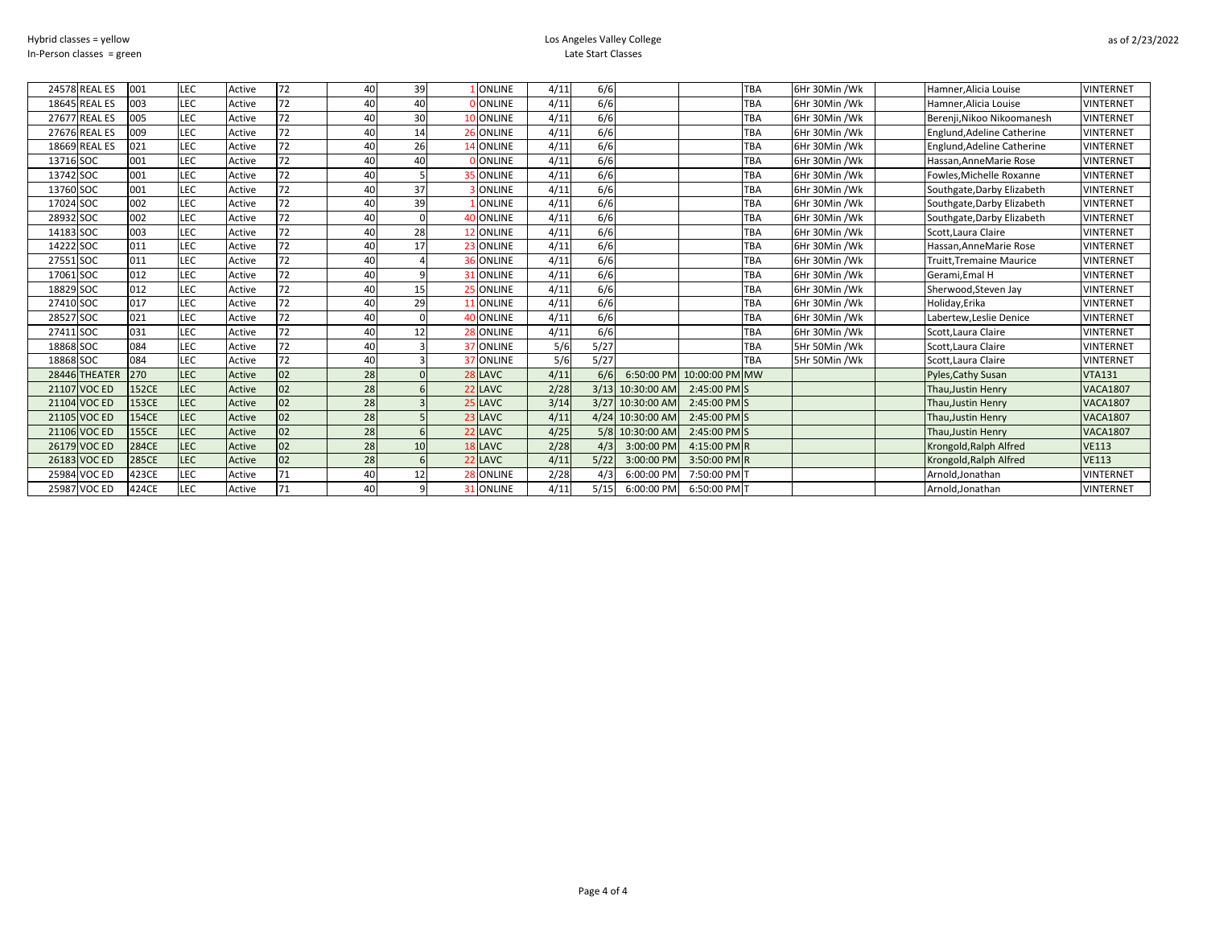Hybrid classes = yellow
In-Person classes = green

Los Angeles Valley College
Late Start Classes

as of 2/23/2022

| | | | | | | | | | | | | | | | | | | |
|---|---|---|---|---|---|---|---|---|---|---|---|---|---|---|---|---|---|---|
| 24578 | REAL ES | 001 | LEC | Active | 72 | 40 | 39 | 1 | ONLINE | 4/11 | 6/6 | | | TBA | 6Hr 30Min /Wk | | Hamner,Alicia Louise | VINTERNET |
| 18645 | REAL ES | 003 | LEC | Active | 72 | 40 | 40 | 0 | ONLINE | 4/11 | 6/6 | | | TBA | 6Hr 30Min /Wk | | Hamner,Alicia Louise | VINTERNET |
| 27677 | REAL ES | 005 | LEC | Active | 72 | 40 | 30 | 10 | ONLINE | 4/11 | 6/6 | | | TBA | 6Hr 30Min /Wk | | Berenji,Nikoo Nikoomanesh | VINTERNET |
| 27676 | REAL ES | 009 | LEC | Active | 72 | 40 | 14 | 26 | ONLINE | 4/11 | 6/6 | | | TBA | 6Hr 30Min /Wk | | Englund,Adeline Catherine | VINTERNET |
| 18669 | REAL ES | 021 | LEC | Active | 72 | 40 | 26 | 14 | ONLINE | 4/11 | 6/6 | | | TBA | 6Hr 30Min /Wk | | Englund,Adeline Catherine | VINTERNET |
| 13716 | SOC | 001 | LEC | Active | 72 | 40 | 40 | 0 | ONLINE | 4/11 | 6/6 | | | TBA | 6Hr 30Min /Wk | | Hassan,AnneMarie Rose | VINTERNET |
| 13742 | SOC | 001 | LEC | Active | 72 | 40 | 5 | 35 | ONLINE | 4/11 | 6/6 | | | TBA | 6Hr 30Min /Wk | | Fowles,Michelle Roxanne | VINTERNET |
| 13760 | SOC | 001 | LEC | Active | 72 | 40 | 37 | 3 | ONLINE | 4/11 | 6/6 | | | TBA | 6Hr 30Min /Wk | | Southgate,Darby Elizabeth | VINTERNET |
| 17024 | SOC | 002 | LEC | Active | 72 | 40 | 39 | 1 | ONLINE | 4/11 | 6/6 | | | TBA | 6Hr 30Min /Wk | | Southgate,Darby Elizabeth | VINTERNET |
| 28932 | SOC | 002 | LEC | Active | 72 | 40 | 0 | 40 | ONLINE | 4/11 | 6/6 | | | TBA | 6Hr 30Min /Wk | | Southgate,Darby Elizabeth | VINTERNET |
| 14183 | SOC | 003 | LEC | Active | 72 | 40 | 28 | 12 | ONLINE | 4/11 | 6/6 | | | TBA | 6Hr 30Min /Wk | | Scott,Laura Claire | VINTERNET |
| 14222 | SOC | 011 | LEC | Active | 72 | 40 | 17 | 23 | ONLINE | 4/11 | 6/6 | | | TBA | 6Hr 30Min /Wk | | Hassan,AnneMarie Rose | VINTERNET |
| 27551 | SOC | 011 | LEC | Active | 72 | 40 | 4 | 36 | ONLINE | 4/11 | 6/6 | | | TBA | 6Hr 30Min /Wk | | Truitt,Tremaine Maurice | VINTERNET |
| 17061 | SOC | 012 | LEC | Active | 72 | 40 | 9 | 31 | ONLINE | 4/11 | 6/6 | | | TBA | 6Hr 30Min /Wk | | Gerami,Emal H | VINTERNET |
| 18829 | SOC | 012 | LEC | Active | 72 | 40 | 15 | 25 | ONLINE | 4/11 | 6/6 | | | TBA | 6Hr 30Min /Wk | | Sherwood,Steven Jay | VINTERNET |
| 27410 | SOC | 017 | LEC | Active | 72 | 40 | 29 | 11 | ONLINE | 4/11 | 6/6 | | | TBA | 6Hr 30Min /Wk | | Holiday,Erika | VINTERNET |
| 28527 | SOC | 021 | LEC | Active | 72 | 40 | 0 | 40 | ONLINE | 4/11 | 6/6 | | | TBA | 6Hr 30Min /Wk | | Labertew,Leslie Denice | VINTERNET |
| 27411 | SOC | 031 | LEC | Active | 72 | 40 | 12 | 28 | ONLINE | 4/11 | 6/6 | | | TBA | 6Hr 30Min /Wk | | Scott,Laura Claire | VINTERNET |
| 18868 | SOC | 084 | LEC | Active | 72 | 40 | 3 | 37 | ONLINE | 5/6 | 5/27 | | | TBA | 5Hr 50Min /Wk | | Scott,Laura Claire | VINTERNET |
| 18868 | SOC | 084 | LEC | Active | 72 | 40 | 3 | 37 | ONLINE | 5/6 | 5/27 | | | TBA | 5Hr 50Min /Wk | | Scott,Laura Claire | VINTERNET |
| 28446 | THEATER | 270 | LEC | Active | 02 | 28 | 0 | 28 | LAVC | 4/11 | 6/6 | 6:50:00 PM | 10:00:00 PM | MW | | | Pyles,Cathy Susan | VTA131 |
| 21107 | VOC ED | 152CE | LEC | Active | 02 | 28 | 6 | 22 | LAVC | 2/28 | 3/13 | 10:30:00 AM | 2:45:00 PM | S | | | Thau,Justin Henry | VACA1807 |
| 21104 | VOC ED | 153CE | LEC | Active | 02 | 28 | 3 | 25 | LAVC | 3/14 | 3/27 | 10:30:00 AM | 2:45:00 PM | S | | | Thau,Justin Henry | VACA1807 |
| 21105 | VOC ED | 154CE | LEC | Active | 02 | 28 | 5 | 23 | LAVC | 4/11 | 4/24 | 10:30:00 AM | 2:45:00 PM | S | | | Thau,Justin Henry | VACA1807 |
| 21106 | VOC ED | 155CE | LEC | Active | 02 | 28 | 6 | 22 | LAVC | 4/25 | 5/8 | 10:30:00 AM | 2:45:00 PM | S | | | Thau,Justin Henry | VACA1807 |
| 26179 | VOC ED | 284CE | LEC | Active | 02 | 28 | 10 | 18 | LAVC | 2/28 | 4/3 | 3:00:00 PM | 4:15:00 PM | R | | | Krongold,Ralph Alfred | VE113 |
| 26183 | VOC ED | 285CE | LEC | Active | 02 | 28 | 6 | 22 | LAVC | 4/11 | 5/22 | 3:00:00 PM | 3:50:00 PM | R | | | Krongold,Ralph Alfred | VE113 |
| 25984 | VOC ED | 423CE | LEC | Active | 71 | 40 | 12 | 28 | ONLINE | 2/28 | 4/3 | 6:00:00 PM | 7:50:00 PM | T | | | Arnold,Jonathan | VINTERNET |
| 25987 | VOC ED | 424CE | LEC | Active | 71 | 40 | 9 | 31 | ONLINE | 4/11 | 5/15 | 6:00:00 PM | 6:50:00 PM | T | | | Arnold,Jonathan | VINTERNET |